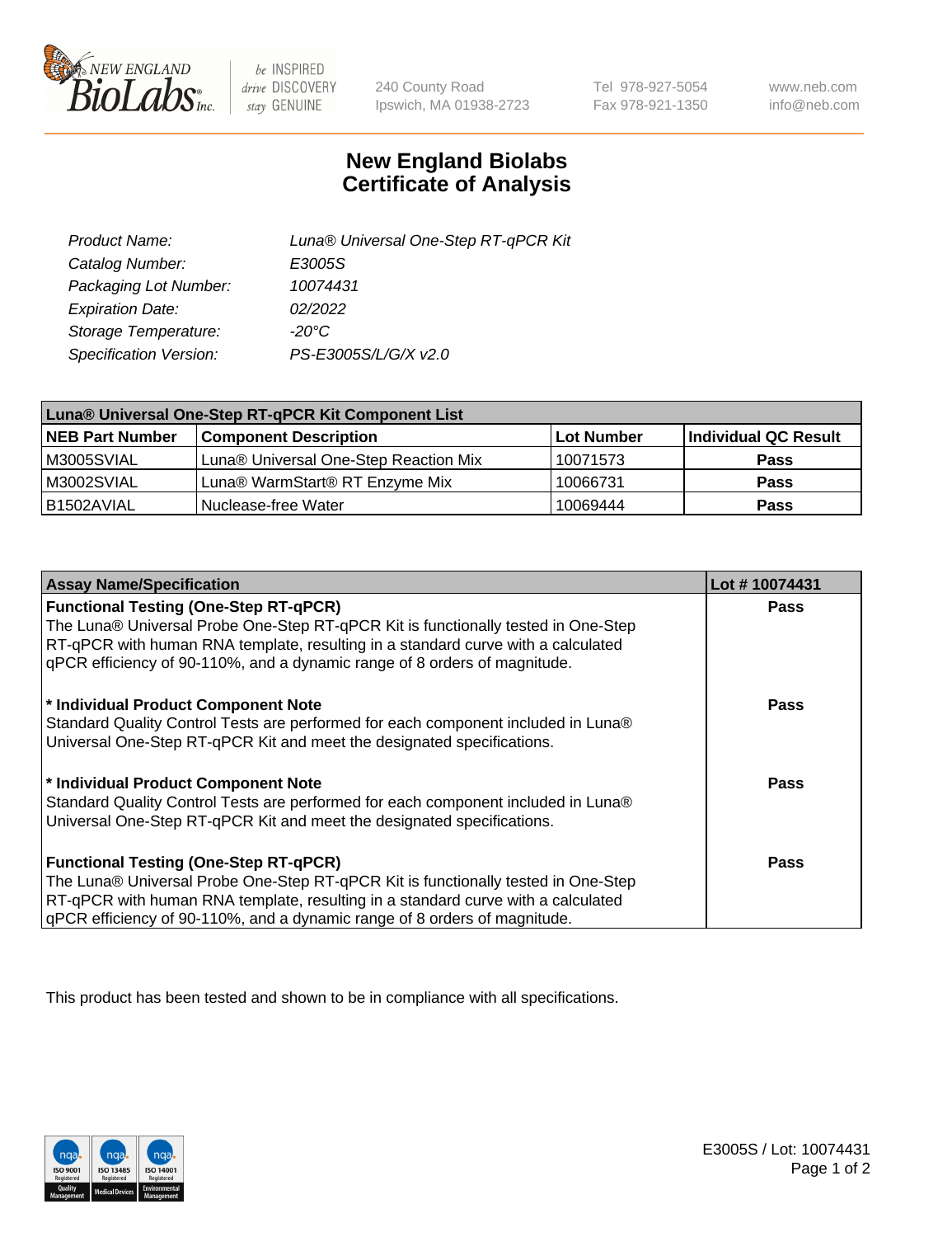# New England Biolabs Certificate of Analysis

| | |
|---|---|
| Product Name: | Luna® Universal One-Step RT-qPCR Kit |
| Catalog Number: | E3005S |
| Packaging Lot Number: | 10074431 |
| Expiration Date: | 02/2022 |
| Storage Temperature: | -20°C |
| Specification Version: | PS-E3005S/L/G/X v2.0 |

| Luna® Universal One-Step RT-qPCR Kit Component List | | | |
|---|---|---|---|
| **NEB Part Number** | **Component Description** | **Lot Number** | **Individual QC Result** |
| M3005SVIAL | Luna® Universal One-Step Reaction Mix | 10071573 | **Pass** |
| M3002SVIAL | Luna® WarmStart® RT Enzyme Mix | 10066731 | **Pass** |
| B1502AVIAL | Nuclease-free Water | 10069444 | **Pass** |

| Assay Name/Specification | Lot # 10074431 |
|---|---|
| **Functional Testing (One-Step RT-qPCR)**<br>The Luna® Universal Probe One-Step RT-qPCR Kit is functionally tested in One-Step RT-qPCR with human RNA template, resulting in a standard curve with a calculated qPCR efficiency of 90-110%, and a dynamic range of 8 orders of magnitude. | **Pass** |
| **\* Individual Product Component Note**<br>Standard Quality Control Tests are performed for each component included in Luna® Universal One-Step RT-qPCR Kit and meet the designated specifications. | **Pass** |
| **\* Individual Product Component Note**<br>Standard Quality Control Tests are performed for each component included in Luna® Universal One-Step RT-qPCR Kit and meet the designated specifications. | **Pass** |
| **Functional Testing (One-Step RT-qPCR)**<br>The Luna® Universal Probe One-Step RT-qPCR Kit is functionally tested in One-Step RT-qPCR with human RNA template, resulting in a standard curve with a calculated qPCR efficiency of 90-110%, and a dynamic range of 8 orders of magnitude. | **Pass** |

This product has been tested and shown to be in compliance with all specifications.

E3005S / Lot: 10074431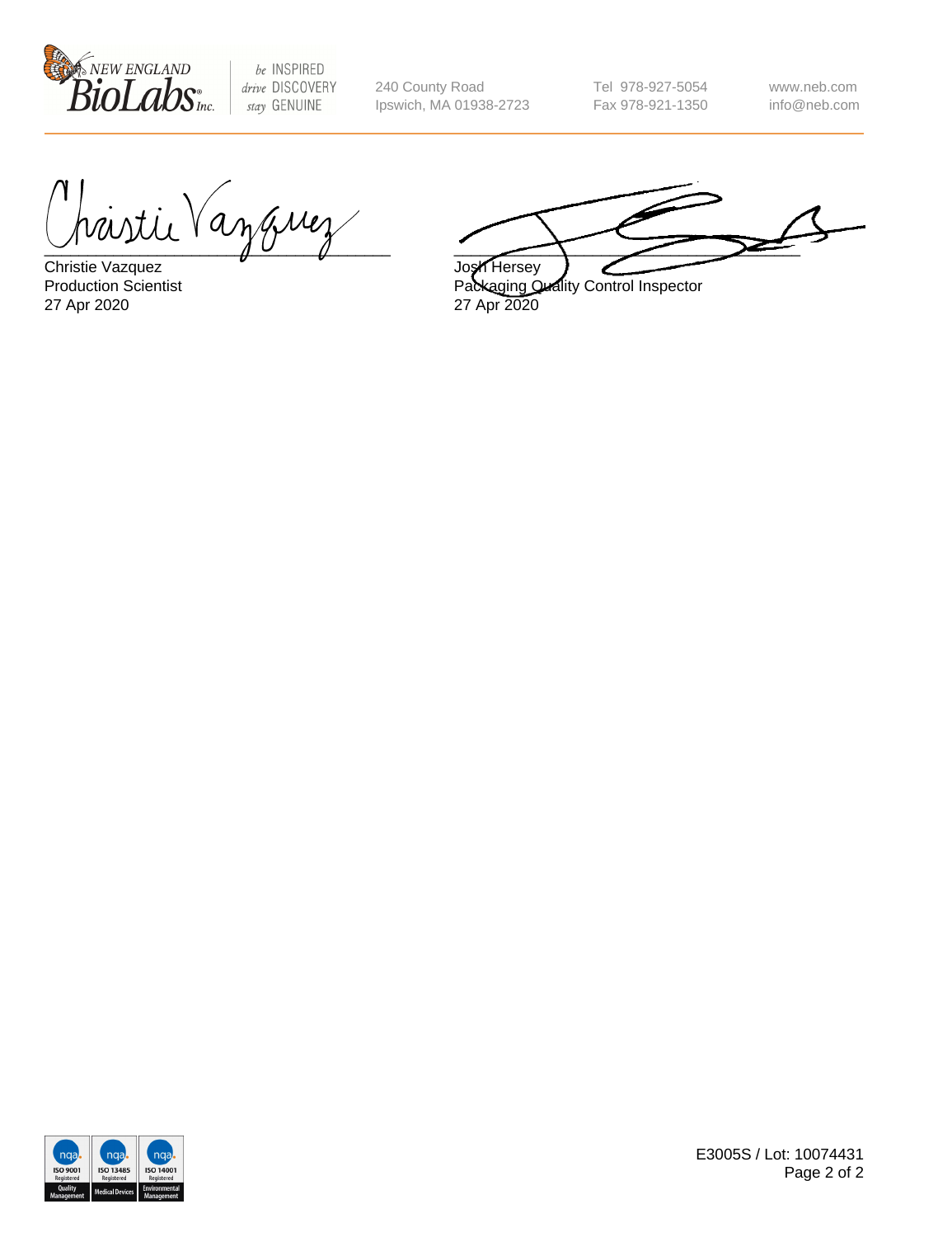NEW ENGLAND BioLabs Inc. | be INSPIRED drive DISCOVERY stay GENUINE | 240 County Road Ipswich, MA 01938-2723 | Tel 978-927-5054 Fax 978-921-1350 | www.neb.com info@neb.com

Christie Vazquez
Production Scientist
27 Apr 2020

Josh Hersey
Packaging Quality Control Inspector
27 Apr 2020

ISO 9001 Registered Quality Management | ISO 13485 Registered Medical Devices | ISO 14001 Registered Environmental Management

E3005S / Lot: 10074431